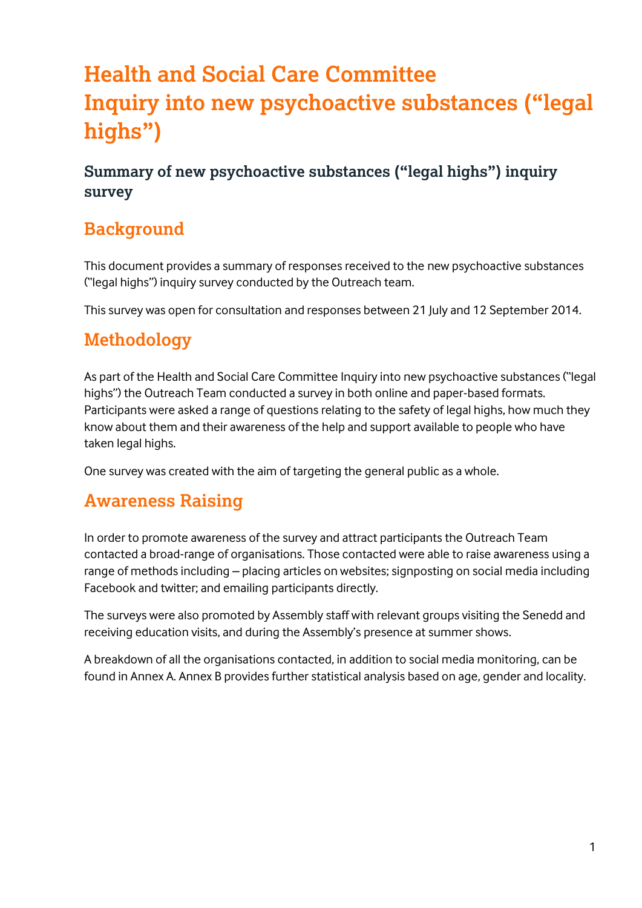# Health and Social Care Committee
# Inquiry into new psychoactive substances ("legal highs")

## Summary of new psychoactive substances ("legal highs") inquiry survey

## Background

This document provides a summary of responses received to the new psychoactive substances ("legal highs") inquiry survey conducted by the Outreach team.

This survey was open for consultation and responses between 21 July and 12 September 2014.

## Methodology

As part of the Health and Social Care Committee Inquiry into new psychoactive substances ("legal highs") the Outreach Team conducted a survey in both online and paper-based formats. Participants were asked a range of questions relating to the safety of legal highs, how much they know about them and their awareness of the help and support available to people who have taken legal highs.

One survey was created with the aim of targeting the general public as a whole.

## Awareness Raising

In order to promote awareness of the survey and attract participants the Outreach Team contacted a broad-range of organisations. Those contacted were able to raise awareness using a range of methods including – placing articles on websites; signposting on social media including Facebook and twitter; and emailing participants directly.

The surveys were also promoted by Assembly staff with relevant groups visiting the Senedd and receiving education visits, and during the Assembly's presence at summer shows.

A breakdown of all the organisations contacted, in addition to social media monitoring, can be found in Annex A. Annex B provides further statistical analysis based on age, gender and locality.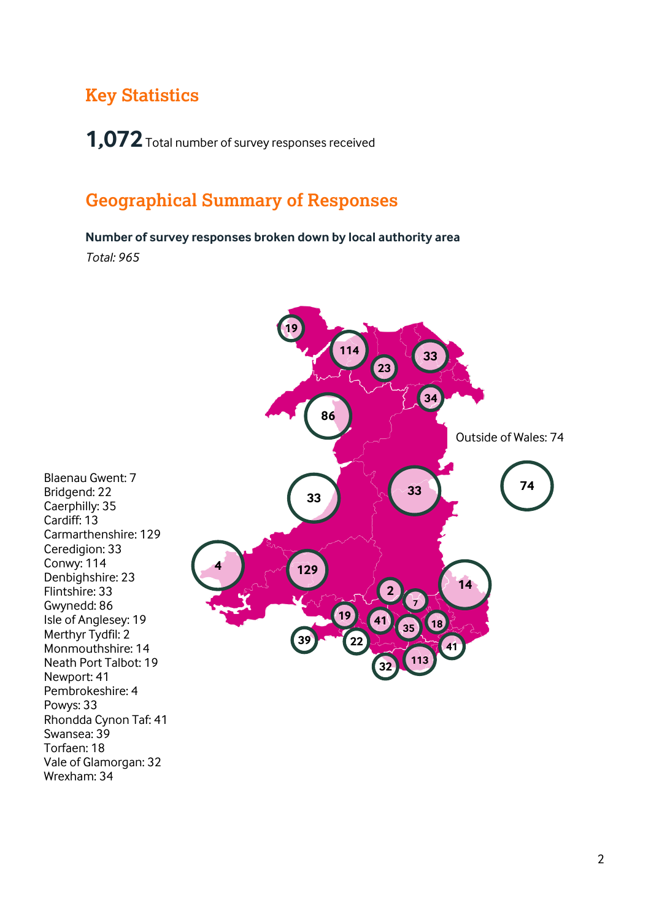## Key Statistics

**1,072** Total number of survey responses received

## Geographical Summary of Responses

**Number of survey responses broken down by local authority area**

*Total: 965*

Outside of Wales: 74

Blaenau Gwent: 7
Bridgend: 22
Caerphilly: 35
Cardiff: 13
Carmarthenshire: 129
Ceredigion: 33
Conwy: 114
Denbighshire: 23
Flintshire: 33
Gwynedd: 86
Isle of Anglesey: 19
Merthyr Tydfil: 2
Monmouthshire: 14
Neath Port Talbot: 19
Newport: 41
Pembrokeshire: 4
Powys: 33
Rhondda Cynon Taf: 41
Swansea: 39
Torfaen: 18
Vale of Glamorgan: 32
Wrexham: 34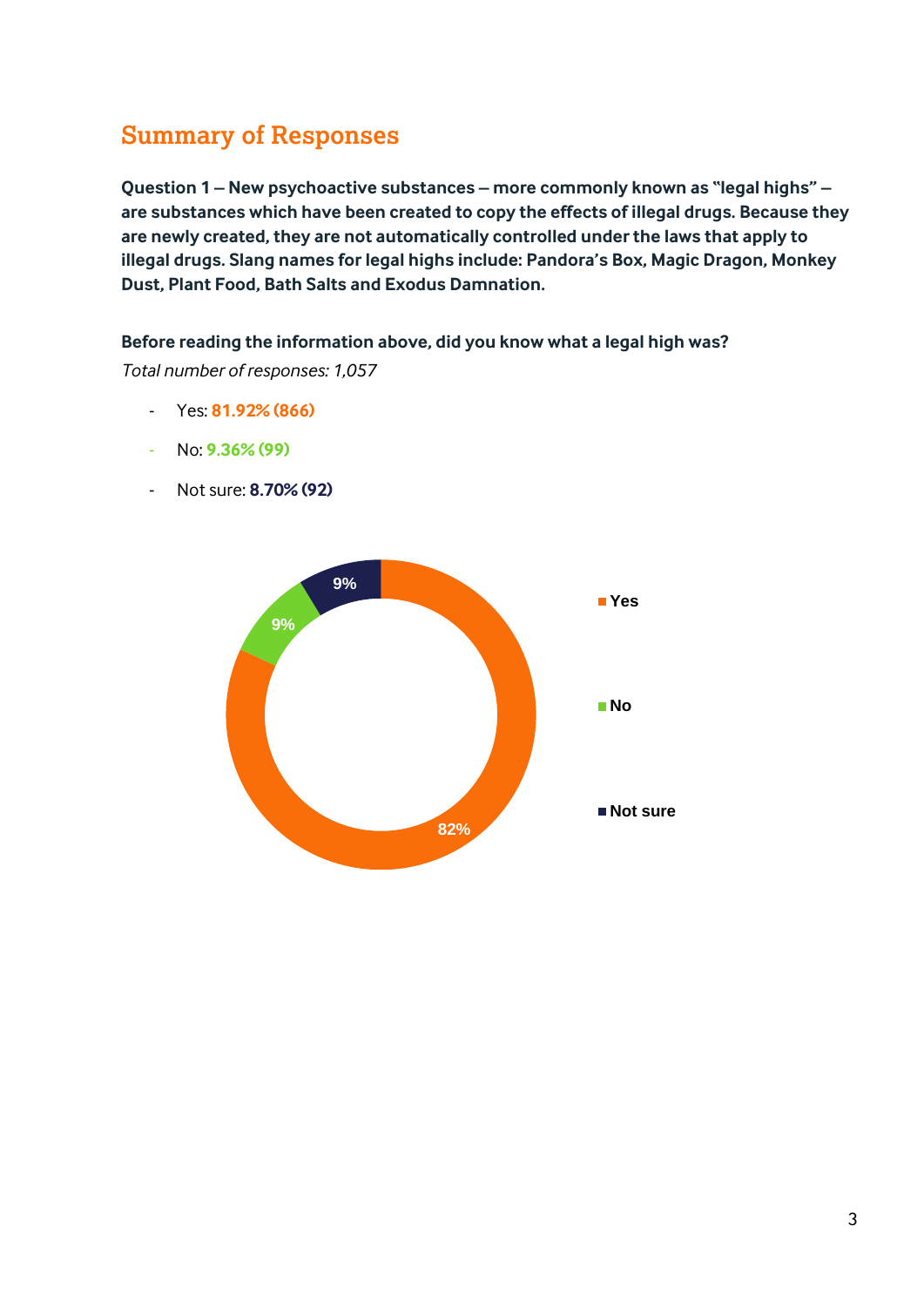## Summary of Responses

**Question 1 – New psychoactive substances – more commonly known as "legal highs" – are substances which have been created to copy the effects of illegal drugs. Because they are newly created, they are not automatically controlled under the laws that apply to illegal drugs. Slang names for legal highs include: Pandora's Box, Magic Dragon, Monkey Dust, Plant Food, Bath Salts and Exodus Damnation.**

**Before reading the information above, did you know what a legal high was?**

*Total number of responses: 1,057*

- Yes: **81.92% (866)**
- No: **9.36% (99)**
- Not sure: **8.70% (92)**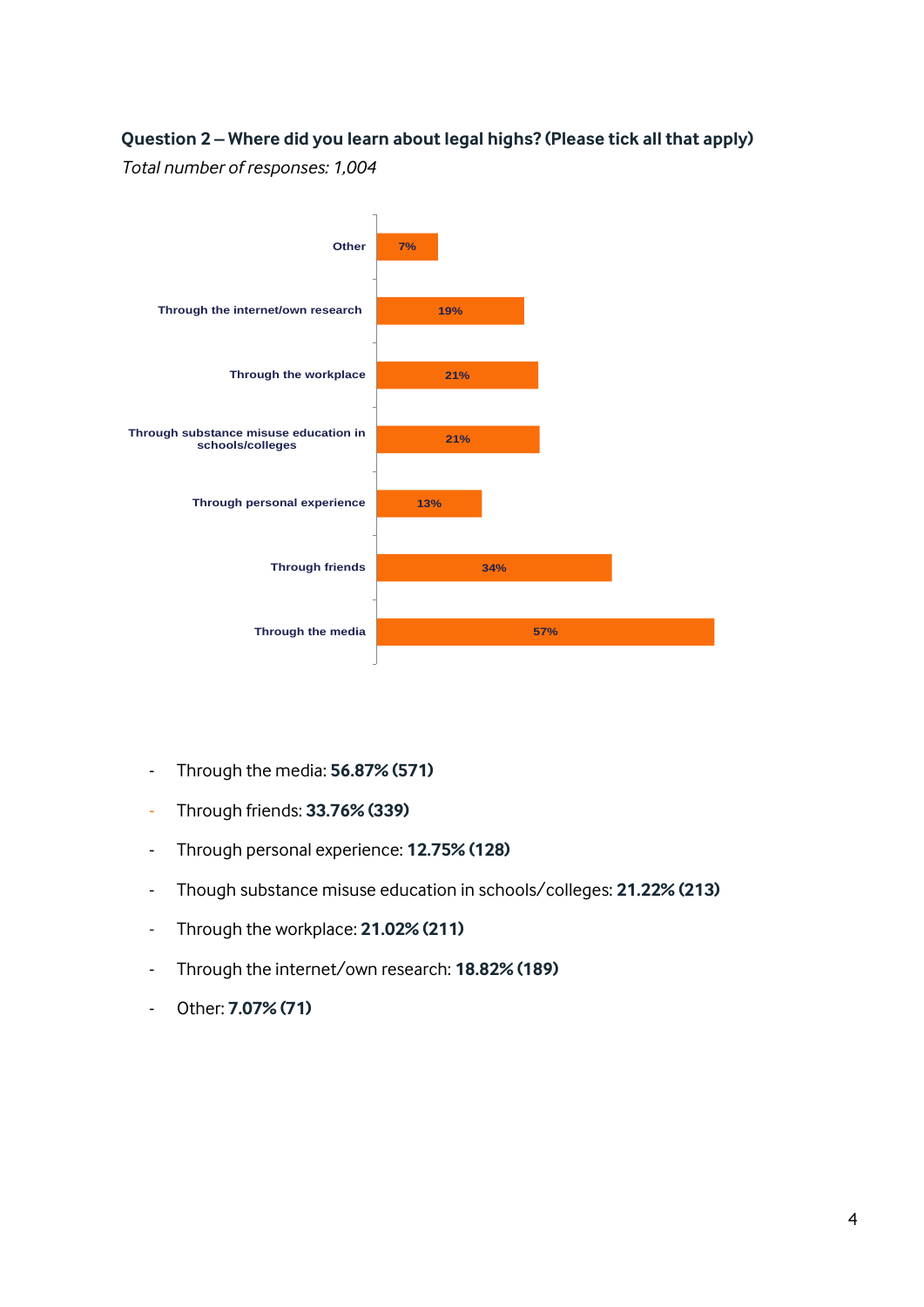**Question 2 – Where did you learn about legal highs? (Please tick all that apply)**

*Total number of responses: 1,004*

| Response | Percentage |
|---|---|
| Other | 7% |
| Through the internet/own research | 19% |
| Through the workplace | 21% |
| Through substance misuse education in schools/colleges | 21% |
| Through personal experience | 13% |
| Through friends | 34% |
| Through the media | 57% |

- Through the media: **56.87% (571)**
- Through friends: **33.76% (339)**
- Through personal experience: **12.75% (128)**
- Though substance misuse education in schools/colleges: **21.22% (213)**
- Through the workplace: **21.02% (211)**
- Through the internet/own research: **18.82% (189)**
- Other: **7.07% (71)**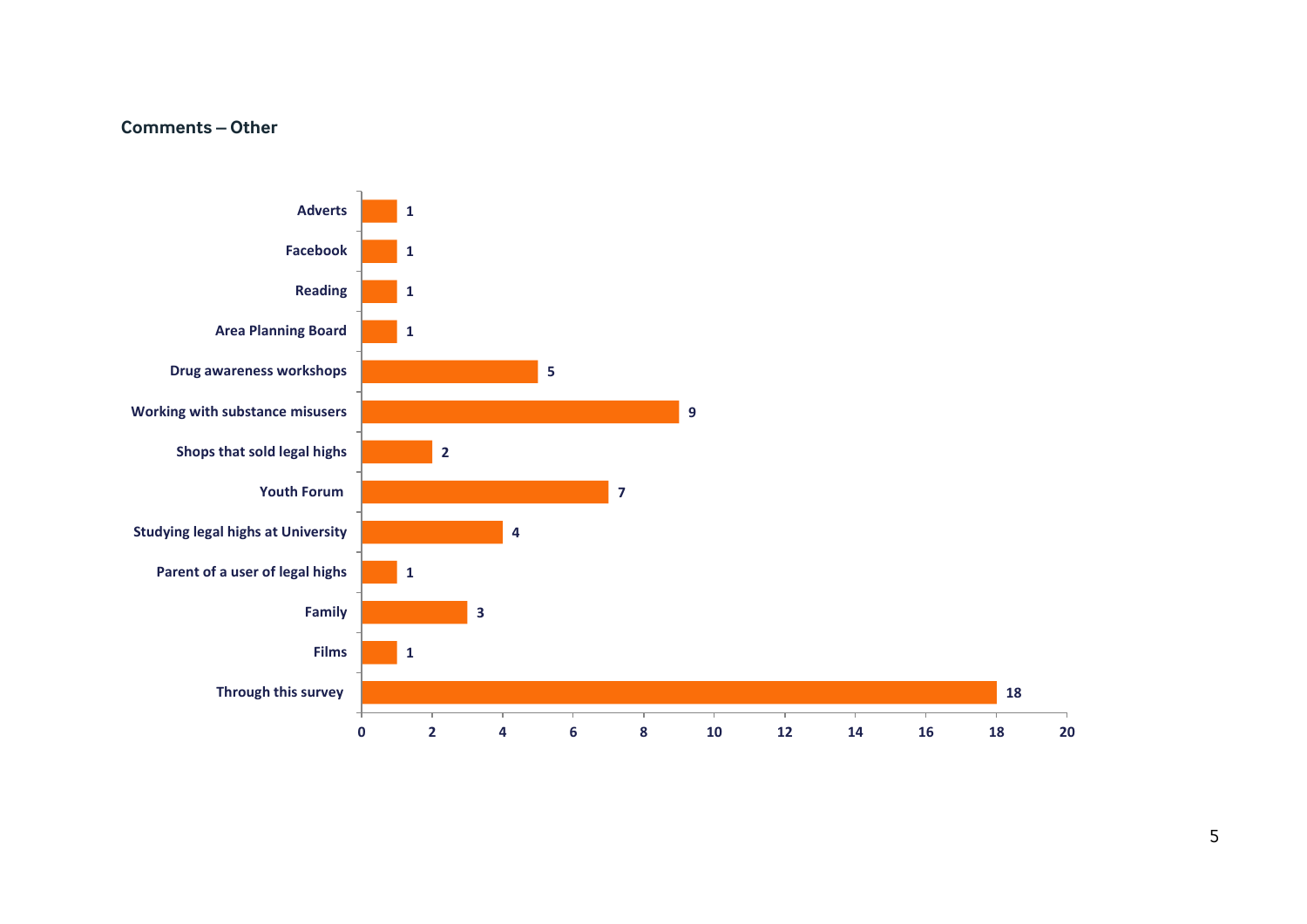**Comments – Other**

| Category | Count |
| --- | --- |
| Adverts | 1 |
| Facebook | 1 |
| Reading | 1 |
| Area Planning Board | 1 |
| Drug awareness workshops | 5 |
| Working with substance misusers | 9 |
| Shops that sold legal highs | 2 |
| Youth Forum | 7 |
| Studying legal highs at University | 4 |
| Parent of a user of legal highs | 1 |
| Family | 3 |
| Films | 1 |
| Through this survey | 18 |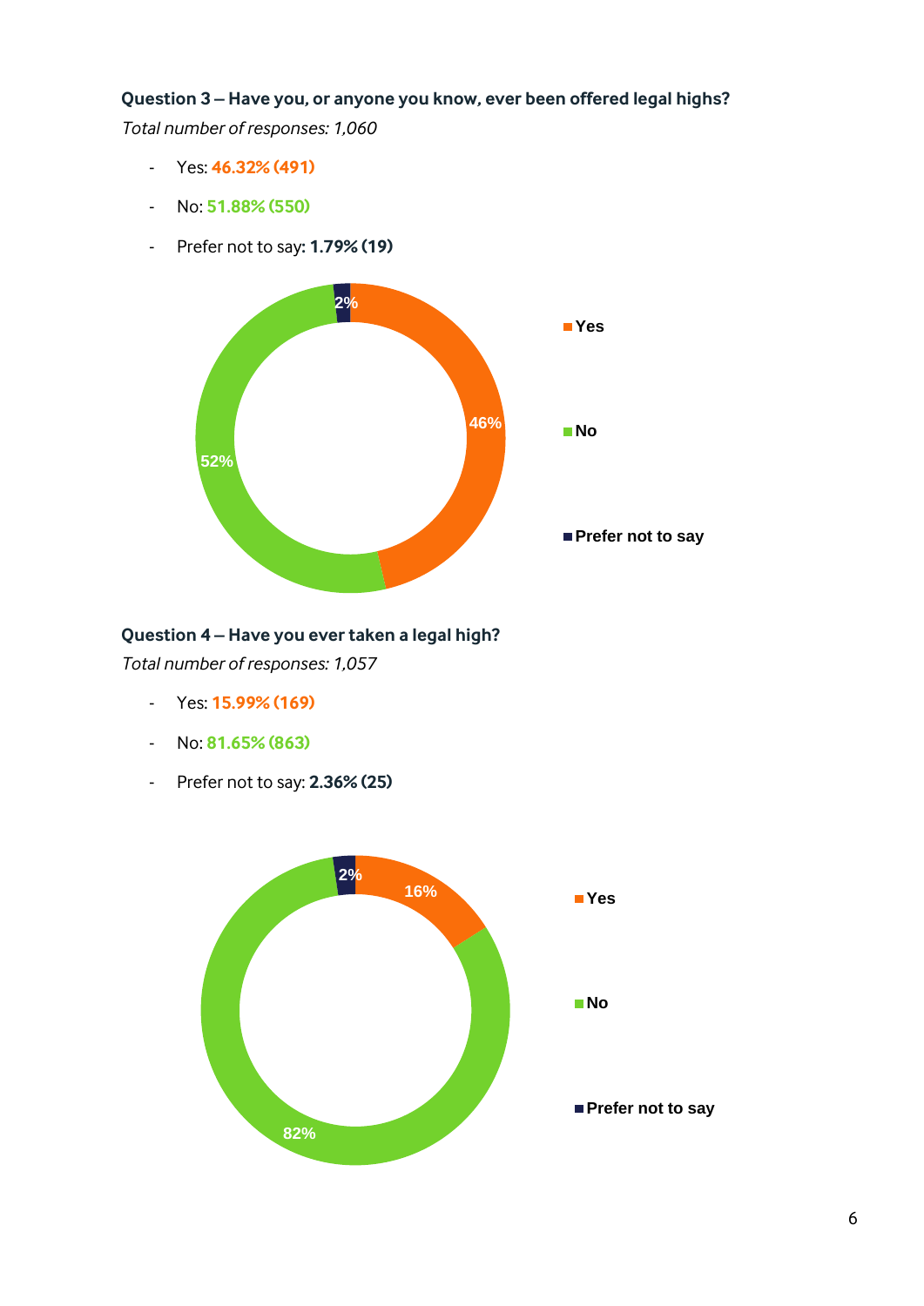**Question 3 – Have you, or anyone you know, ever been offered legal highs?**

*Total number of responses: 1,060*

- Yes: **46.32% (491)**
- No: **51.88% (550)**
- Prefer not to say**: 1.79% (19)**

**Question 4 – Have you ever taken a legal high?**

*Total number of responses: 1,057*

- Yes: **15.99% (169)**
- No: **81.65% (863)**
- Prefer not to say: **2.36% (25)**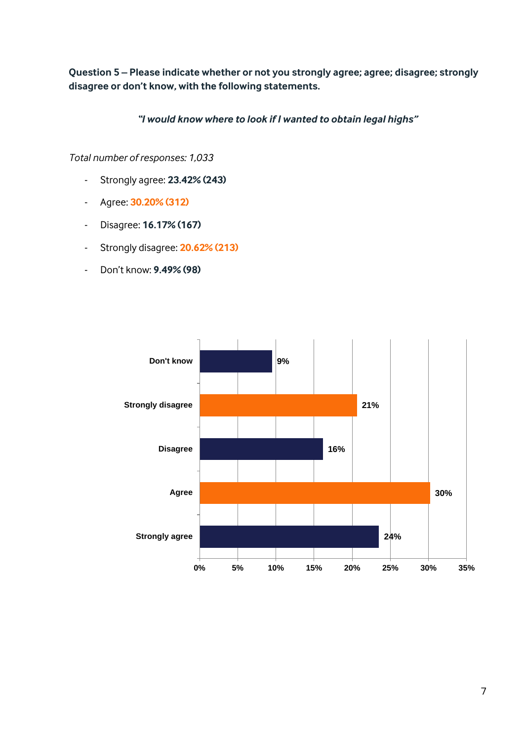**Question 5 – Please indicate whether or not you strongly agree; agree; disagree; strongly disagree or don't know, with the following statements.**

***"I would know where to look if I wanted to obtain legal highs"***

*Total number of responses: 1,033*

- Strongly agree: **23.42% (243)**
- Agree: **30.20% (312)**
- Disagree: **16.17% (167)**
- Strongly disagree: **20.62% (213)**
- Don't know: **9.49% (98)**

| Response | Percentage |
|---|---|
| Don't know | 9% |
| Strongly disagree | 21% |
| Disagree | 16% |
| Agree | 30% |
| Strongly agree | 24% |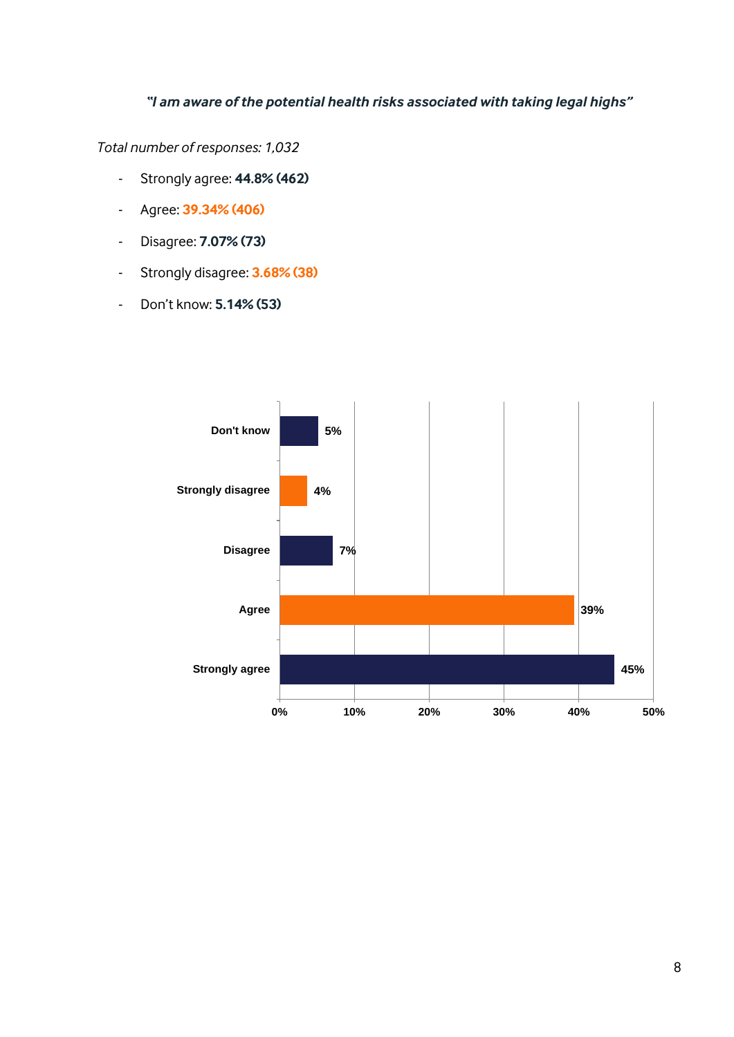***"I am aware of the potential health risks associated with taking legal highs"***

*Total number of responses: 1,032*

- Strongly agree: **44.8% (462)**
- Agree: **39.34% (406)**
- Disagree: **7.07% (73)**
- Strongly disagree: **3.68% (38)**
- Don't know: **5.14% (53)**

| Response | Percentage |
|---|---|
| Don't know | 5% |
| Strongly disagree | 4% |
| Disagree | 7% |
| Agree | 39% |
| Strongly agree | 45% |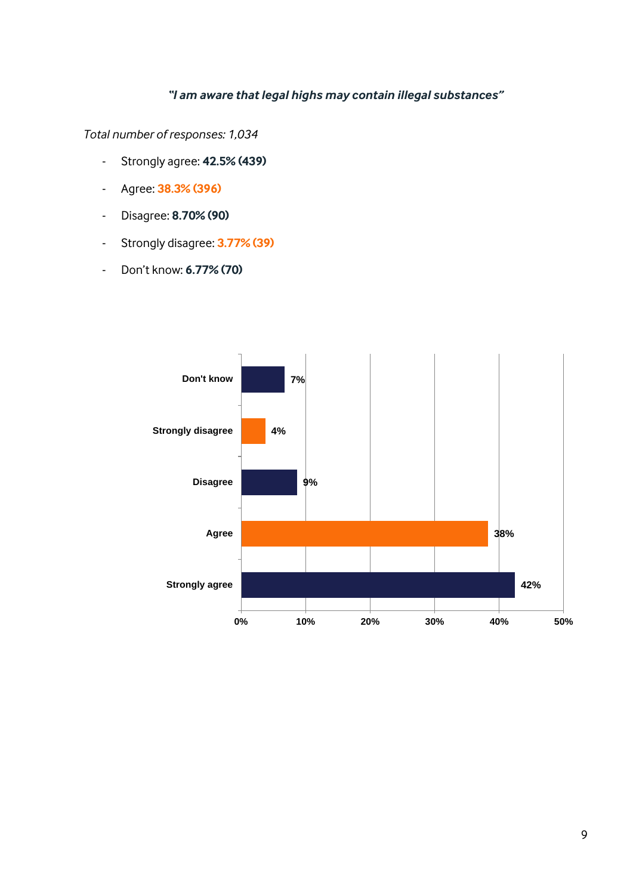***"I am aware that legal highs may contain illegal substances"***

*Total number of responses: 1,034*

- Strongly agree: **42.5% (439)**
- Agree: **38.3% (396)**
- Disagree: **8.70% (90)**
- Strongly disagree: **3.77% (39)**
- Don't know: **6.77% (70)**

| Response | Percentage |
|---|---|
| Don't know | 7% |
| Strongly disagree | 4% |
| Disagree | 9% |
| Agree | 38% |
| Strongly agree | 42% |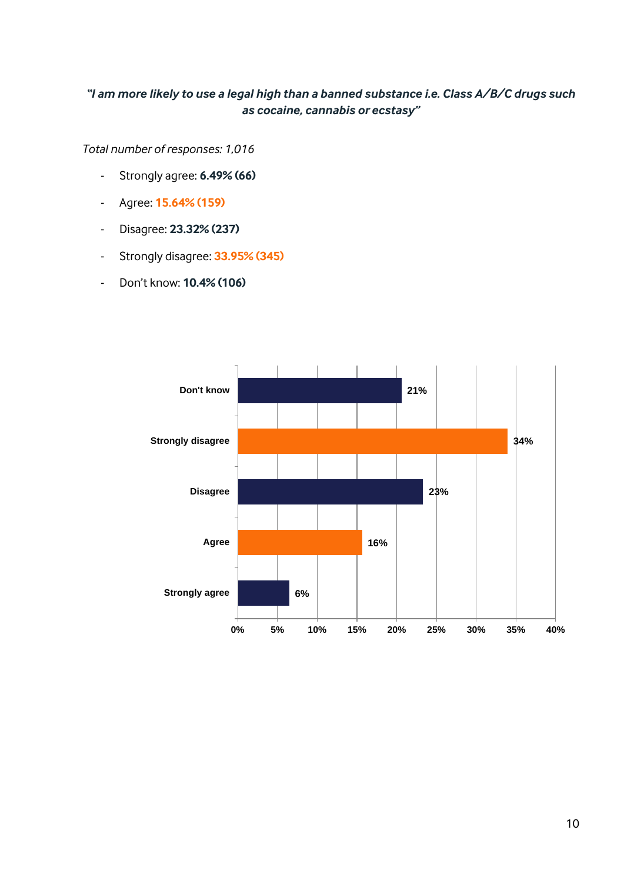***"I am more likely to use a legal high than a banned substance i.e. Class A/B/C drugs such as cocaine, cannabis or ecstasy"***

*Total number of responses: 1,016*

- Strongly agree: **6.49% (66)**
- Agree: **15.64% (159)**
- Disagree: **23.32% (237)**
- Strongly disagree: **33.95% (345)**
- Don't know: **10.4% (106)**

| Response | Percentage |
| --- | --- |
| Don't know | 21% |
| Strongly disagree | 34% |
| Disagree | 23% |
| Agree | 16% |
| Strongly agree | 6% |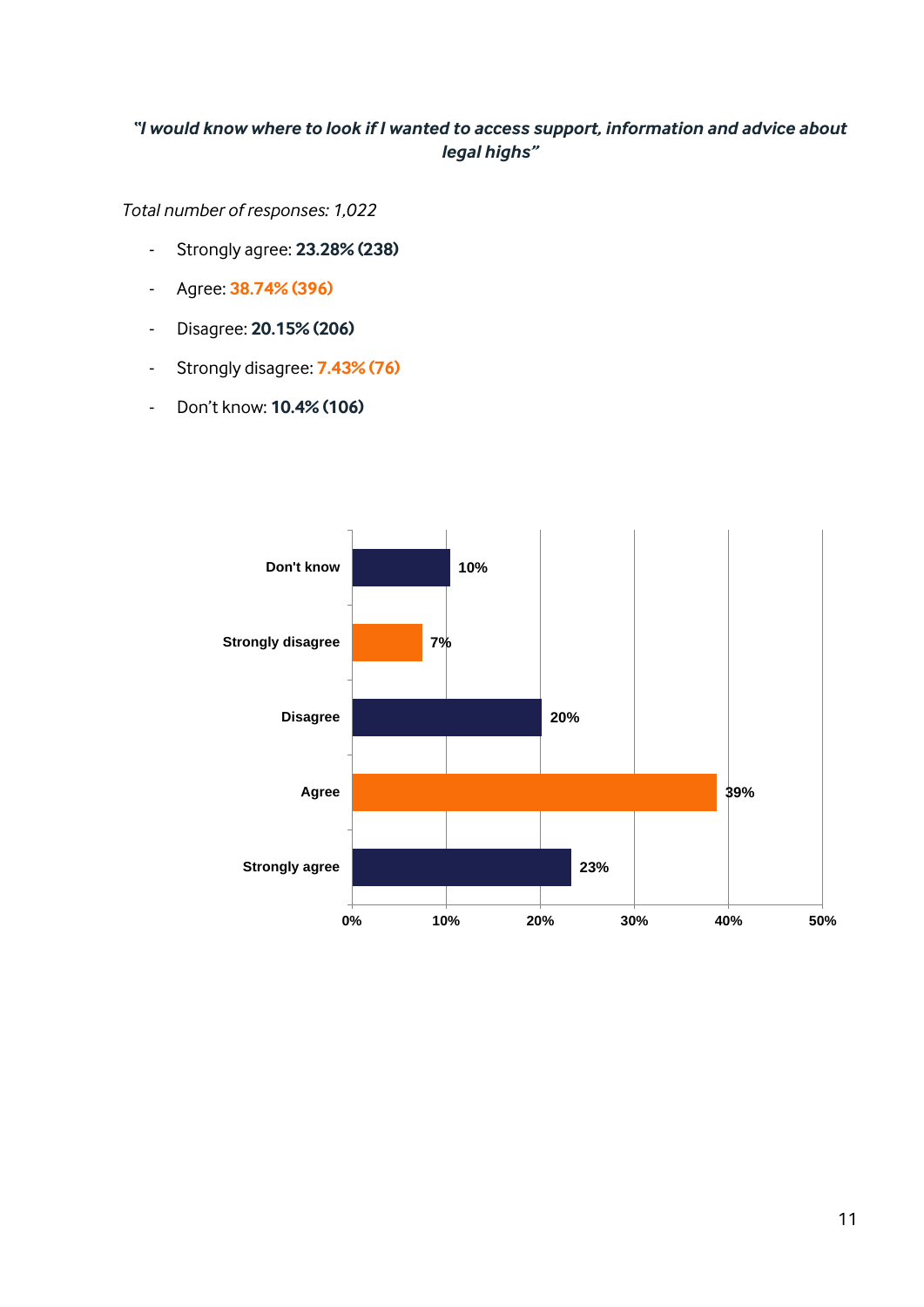***"I would know where to look if I wanted to access support, information and advice about legal highs"***

*Total number of responses: 1,022*

- Strongly agree: **23.28% (238)**
- Agree: **38.74% (396)**
- Disagree: **20.15% (206)**
- Strongly disagree: **7.43% (76)**
- Don't know: **10.4% (106)**

| Response | Percentage |
|---|---|
| Don't know | 10% |
| Strongly disagree | 7% |
| Disagree | 20% |
| Agree | 39% |
| Strongly agree | 23% |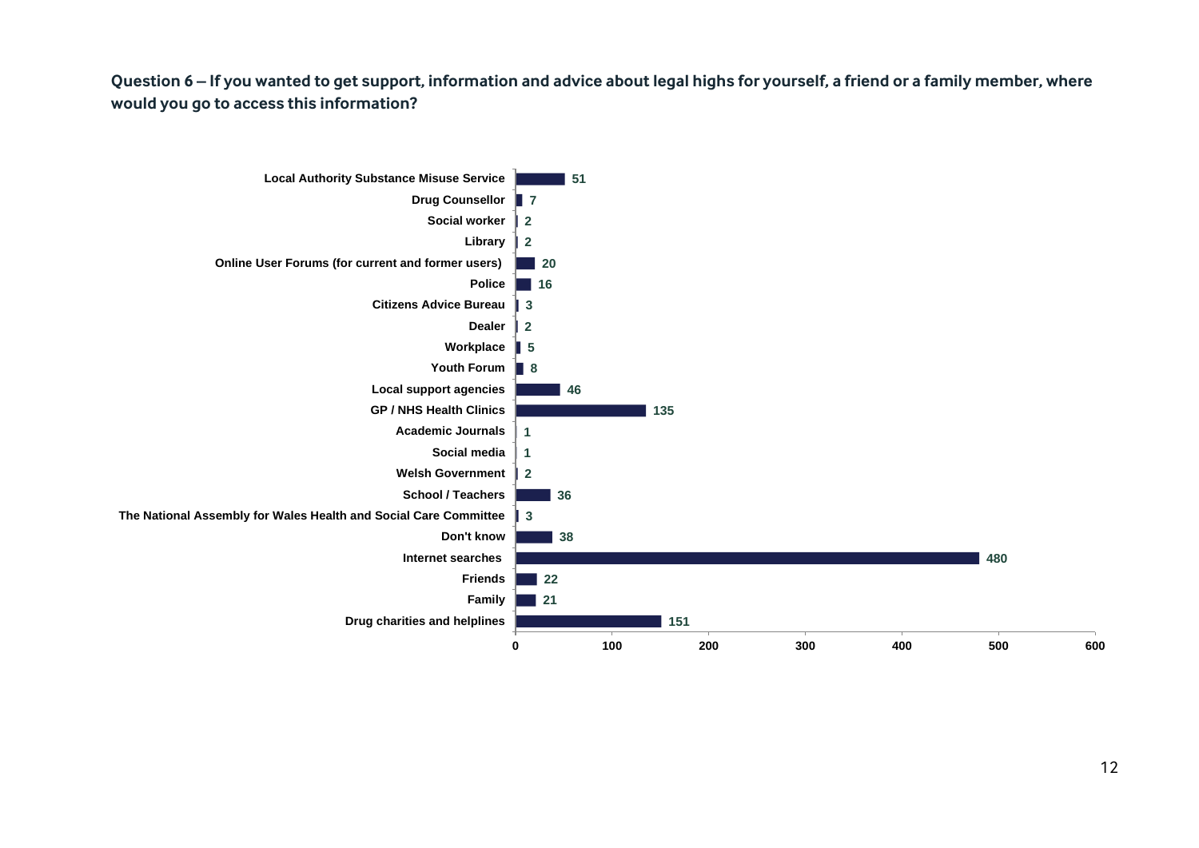**Question 6 – If you wanted to get support, information and advice about legal highs for yourself, a friend or a family member, where would you go to access this information?**

| Response | Count |
|---|---|
| Local Authority Substance Misuse Service | 51 |
| Drug Counsellor | 7 |
| Social worker | 2 |
| Library | 2 |
| Online User Forums (for current and former users) | 20 |
| Police | 16 |
| Citizens Advice Bureau | 3 |
| Dealer | 2 |
| Workplace | 5 |
| Youth Forum | 8 |
| Local support agencies | 46 |
| GP / NHS Health Clinics | 135 |
| Academic Journals | 1 |
| Social media | 1 |
| Welsh Government | 2 |
| School / Teachers | 36 |
| The National Assembly for Wales Health and Social Care Committee | 3 |
| Don't know | 38 |
| Internet searches | 480 |
| Friends | 22 |
| Family | 21 |
| Drug charities and helplines | 151 |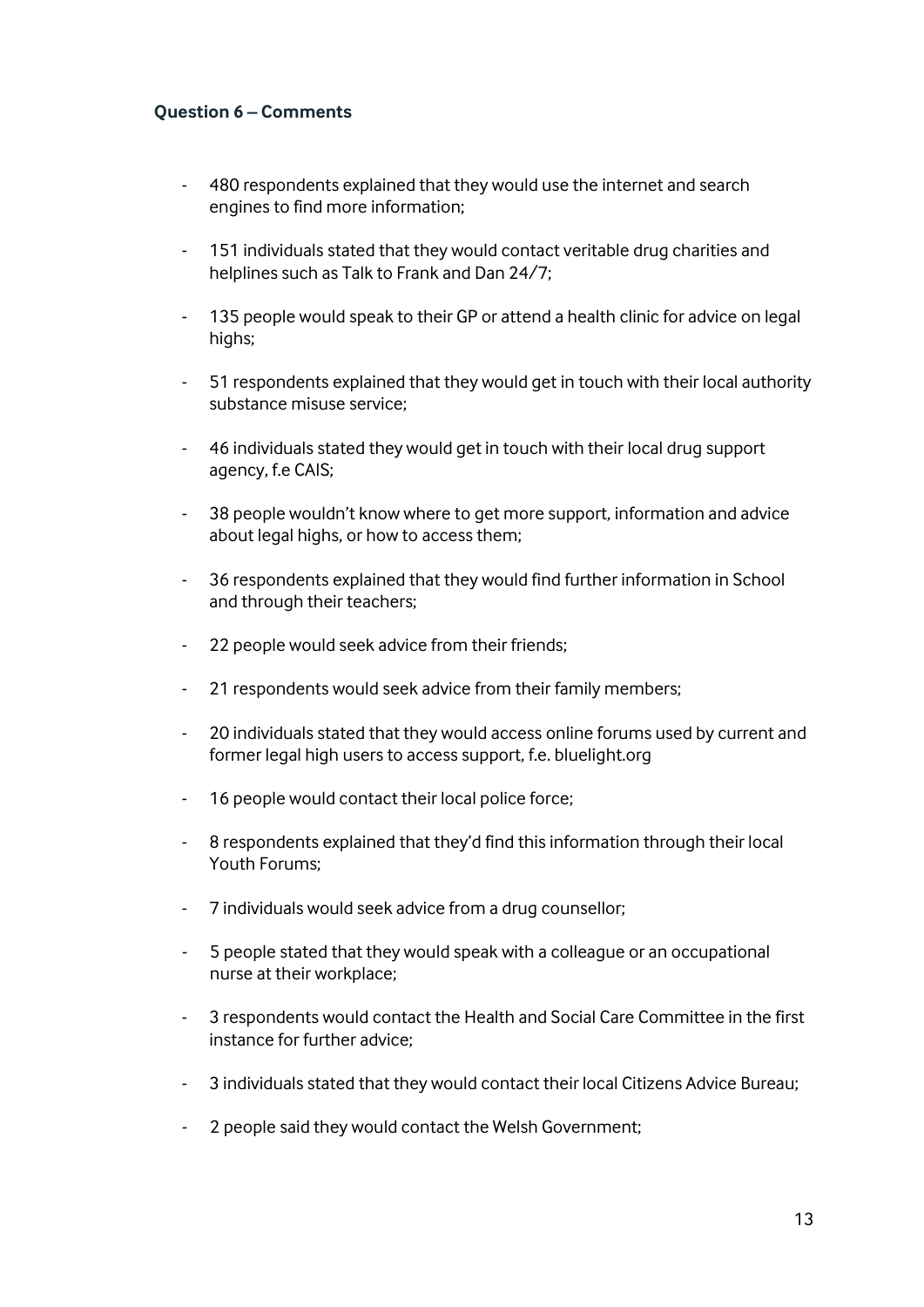**Question 6 – Comments**

- 480 respondents explained that they would use the internet and search engines to find more information;
- 151 individuals stated that they would contact veritable drug charities and helplines such as Talk to Frank and Dan 24/7;
- 135 people would speak to their GP or attend a health clinic for advice on legal highs;
- 51 respondents explained that they would get in touch with their local authority substance misuse service;
- 46 individuals stated they would get in touch with their local drug support agency, f.e CAIS;
- 38 people wouldn't know where to get more support, information and advice about legal highs, or how to access them;
- 36 respondents explained that they would find further information in School and through their teachers;
- 22 people would seek advice from their friends;
- 21 respondents would seek advice from their family members;
- 20 individuals stated that they would access online forums used by current and former legal high users to access support, f.e. bluelight.org
- 16 people would contact their local police force;
- 8 respondents explained that they'd find this information through their local Youth Forums;
- 7 individuals would seek advice from a drug counsellor;
- 5 people stated that they would speak with a colleague or an occupational nurse at their workplace;
- 3 respondents would contact the Health and Social Care Committee in the first instance for further advice;
- 3 individuals stated that they would contact their local Citizens Advice Bureau;
- 2 people said they would contact the Welsh Government;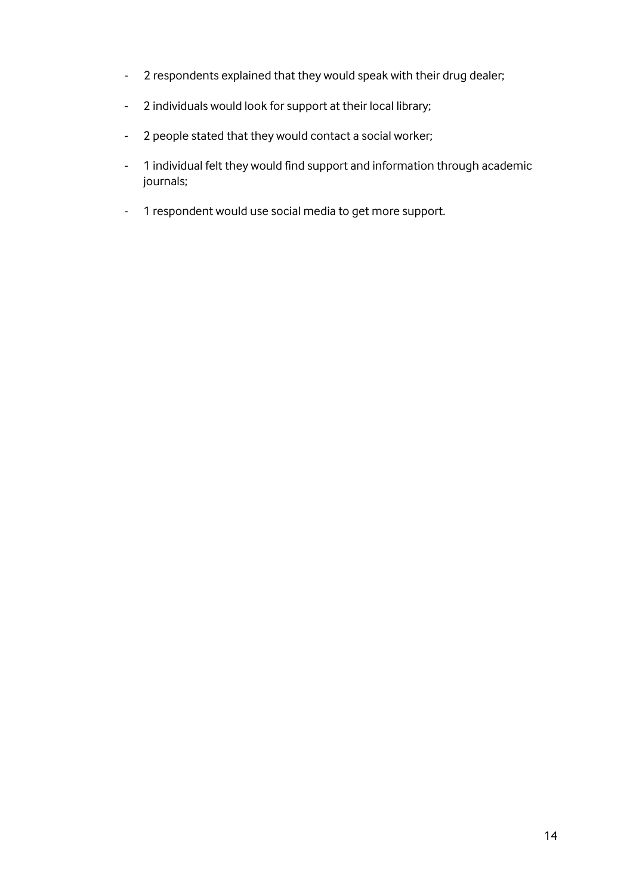- 2 respondents explained that they would speak with their drug dealer;
- 2 individuals would look for support at their local library;
- 2 people stated that they would contact a social worker;
- 1 individual felt they would find support and information through academic journals;
- 1 respondent would use social media to get more support.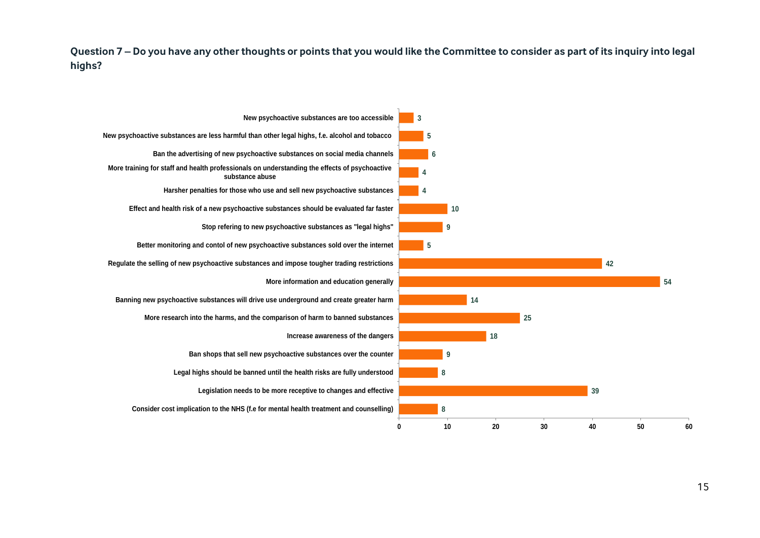**Question 7 – Do you have any other thoughts or points that you would like the Committee to consider as part of its inquiry into legal highs?**

| Response | Count |
|---|---|
| New psychoactive substances are too accessible | 3 |
| New psychoactive substances are less harmful than other legal highs, f.e. alcohol and tobacco | 5 |
| Ban the advertising of new psychoactive substances on social media channels | 6 |
| More training for staff and health professionals on understanding the effects of psychoactive substance abuse | 4 |
| Harsher penalties for those who use and sell new psychoactive substances | 4 |
| Effect and health risk of a new psychoactive substances should be evaluated far faster | 10 |
| Stop refering to new psychoactive substances as "legal highs" | 9 |
| Better monitoring and contol of new psychoactive substances sold over the internet | 5 |
| Regulate the selling of new psychoactive substances and impose tougher trading restrictions | 42 |
| More information and education generally | 54 |
| Banning new psychoactive substances will drive use underground and create greater harm | 14 |
| More research into the harms, and the comparison of harm to banned substances | 25 |
| Increase awareness of the dangers | 18 |
| Ban shops that sell new psychoactive substances over the counter | 9 |
| Legal highs should be banned until the health risks are fully understood | 8 |
| Legislation needs to be more receptive to changes and effective | 39 |
| Consider cost implication to the NHS (f.e for mental health treatment and counselling) | 8 |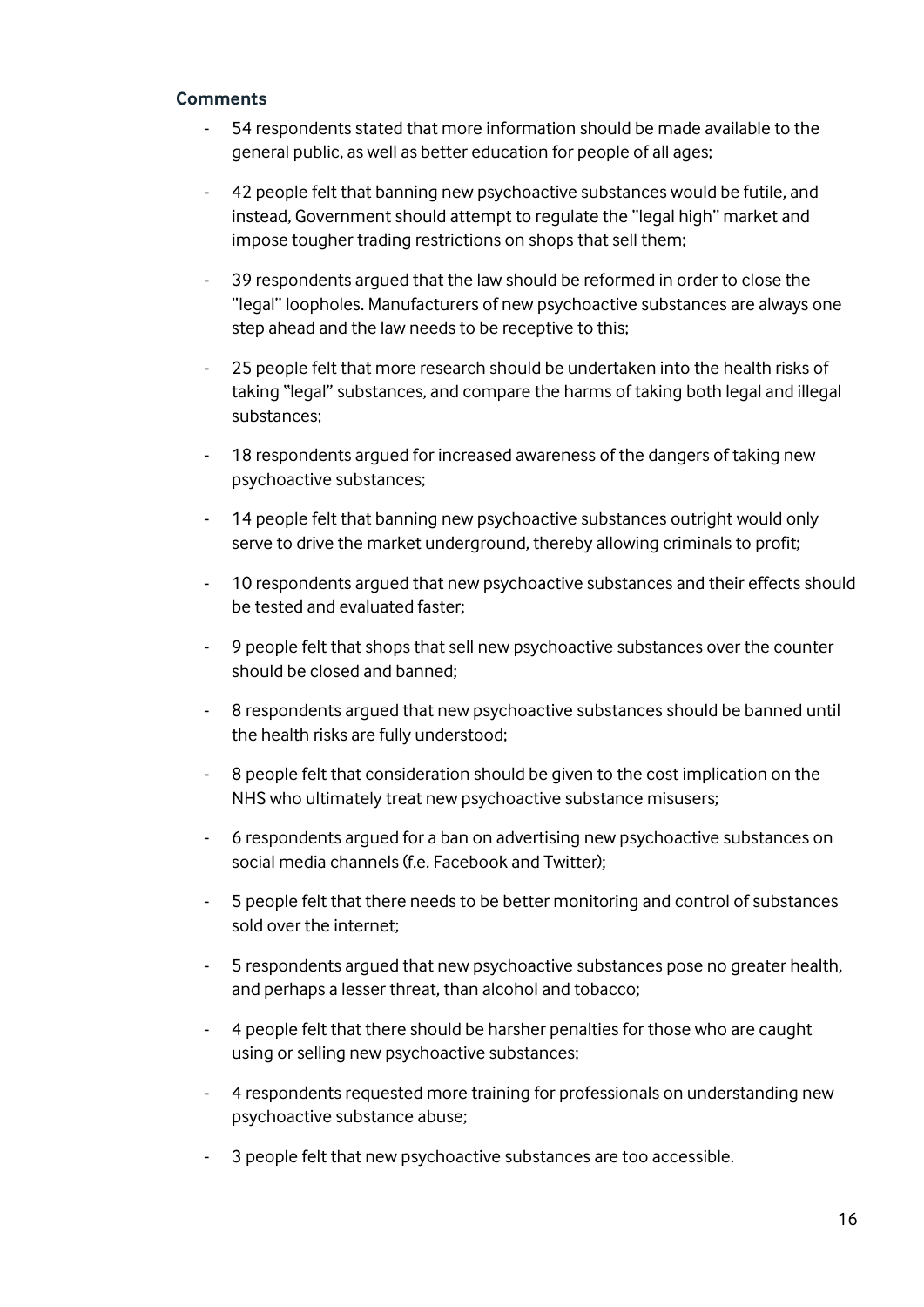**Comments**

- 54 respondents stated that more information should be made available to the general public, as well as better education for people of all ages;
- 42 people felt that banning new psychoactive substances would be futile, and instead, Government should attempt to regulate the "legal high" market and impose tougher trading restrictions on shops that sell them;
- 39 respondents argued that the law should be reformed in order to close the "legal" loopholes. Manufacturers of new psychoactive substances are always one step ahead and the law needs to be receptive to this;
- 25 people felt that more research should be undertaken into the health risks of taking "legal" substances, and compare the harms of taking both legal and illegal substances;
- 18 respondents argued for increased awareness of the dangers of taking new psychoactive substances;
- 14 people felt that banning new psychoactive substances outright would only serve to drive the market underground, thereby allowing criminals to profit;
- 10 respondents argued that new psychoactive substances and their effects should be tested and evaluated faster;
- 9 people felt that shops that sell new psychoactive substances over the counter should be closed and banned;
- 8 respondents argued that new psychoactive substances should be banned until the health risks are fully understood;
- 8 people felt that consideration should be given to the cost implication on the NHS who ultimately treat new psychoactive substance misusers;
- 6 respondents argued for a ban on advertising new psychoactive substances on social media channels (f.e. Facebook and Twitter);
- 5 people felt that there needs to be better monitoring and control of substances sold over the internet;
- 5 respondents argued that new psychoactive substances pose no greater health, and perhaps a lesser threat, than alcohol and tobacco;
- 4 people felt that there should be harsher penalties for those who are caught using or selling new psychoactive substances;
- 4 respondents requested more training for professionals on understanding new psychoactive substance abuse;
- 3 people felt that new psychoactive substances are too accessible.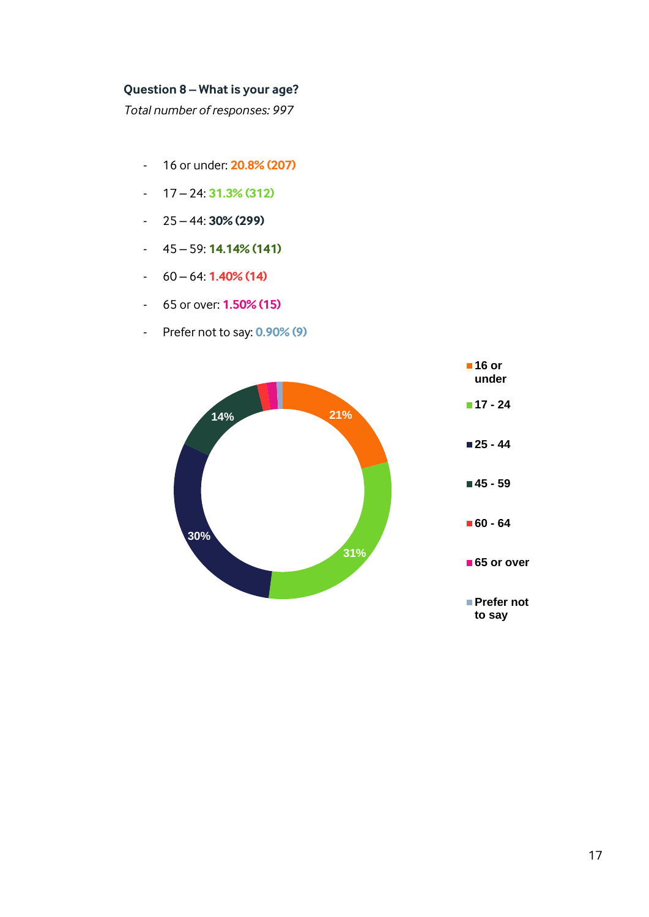**Question 8 – What is your age?**

*Total number of responses: 997*

- 16 or under: **20.8% (207)**
- 17 – 24: **31.3% (312)**
- 25 – 44: **30% (299)**
- 45 – 59: **14.14% (141)**
- 60 – 64: **1.40% (14)**
- 65 or over: **1.50% (15)**
- Prefer not to say: **0.90% (9)**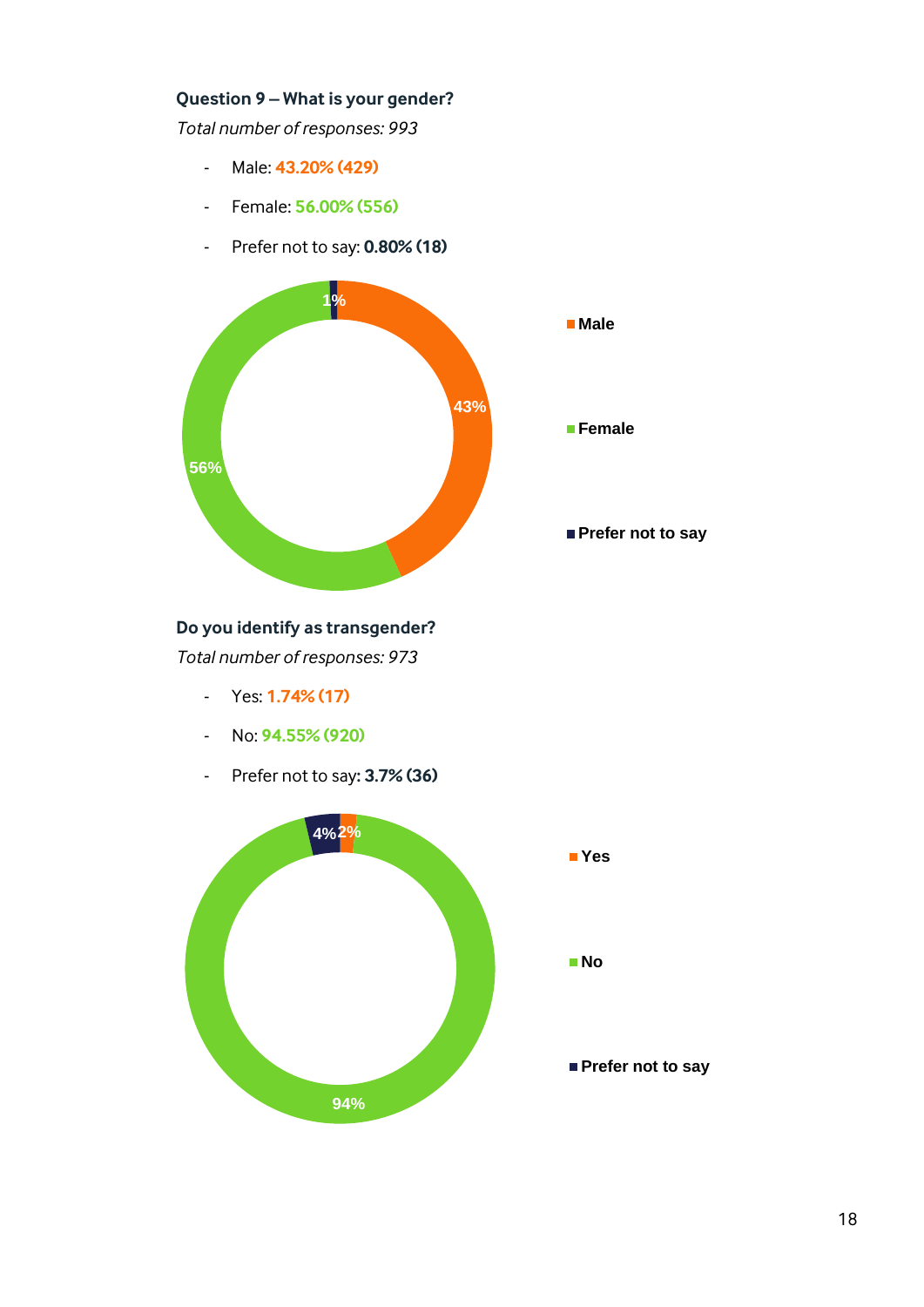**Question 9 – What is your gender?**

*Total number of responses: 993*

- Male: **43.20% (429)**
- Female: **56.00% (556)**
- Prefer not to say: **0.80% (18)**

**Do you identify as transgender?**

*Total number of responses: 973*

- Yes: **1.74% (17)**
- No: **94.55% (920)**
- Prefer not to say: **3.7% (36)**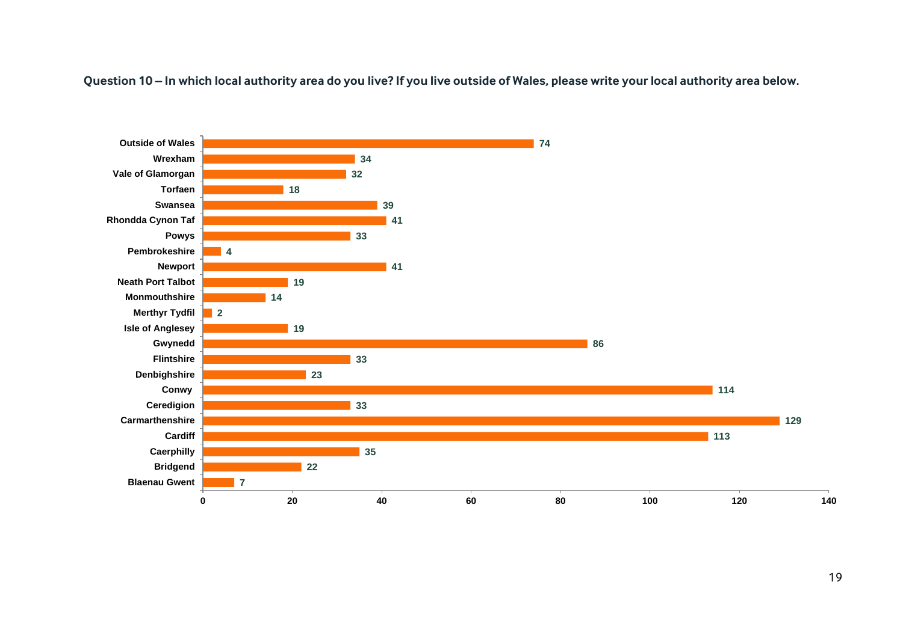**Question 10 – In which local authority area do you live? If you live outside of Wales, please write your local authority area below.**

Outside of Wales 74
Wrexham 34
Vale of Glamorgan 32
Torfaen 18
Swansea 39
Rhondda Cynon Taf 41
Powys 33
Pembrokeshire 4
Newport 41
Neath Port Talbot 19
Monmouthshire 14
Merthyr Tydfil 2
Isle of Anglesey 19
Gwynedd 86
Flintshire 33
Denbighshire 23
Conwy 114
Ceredigion 33
Carmarthenshire 129
Cardiff 113
Caerphilly 35
Bridgend 22
Blaenau Gwent 7

0 20 40 60 80 100 120 140